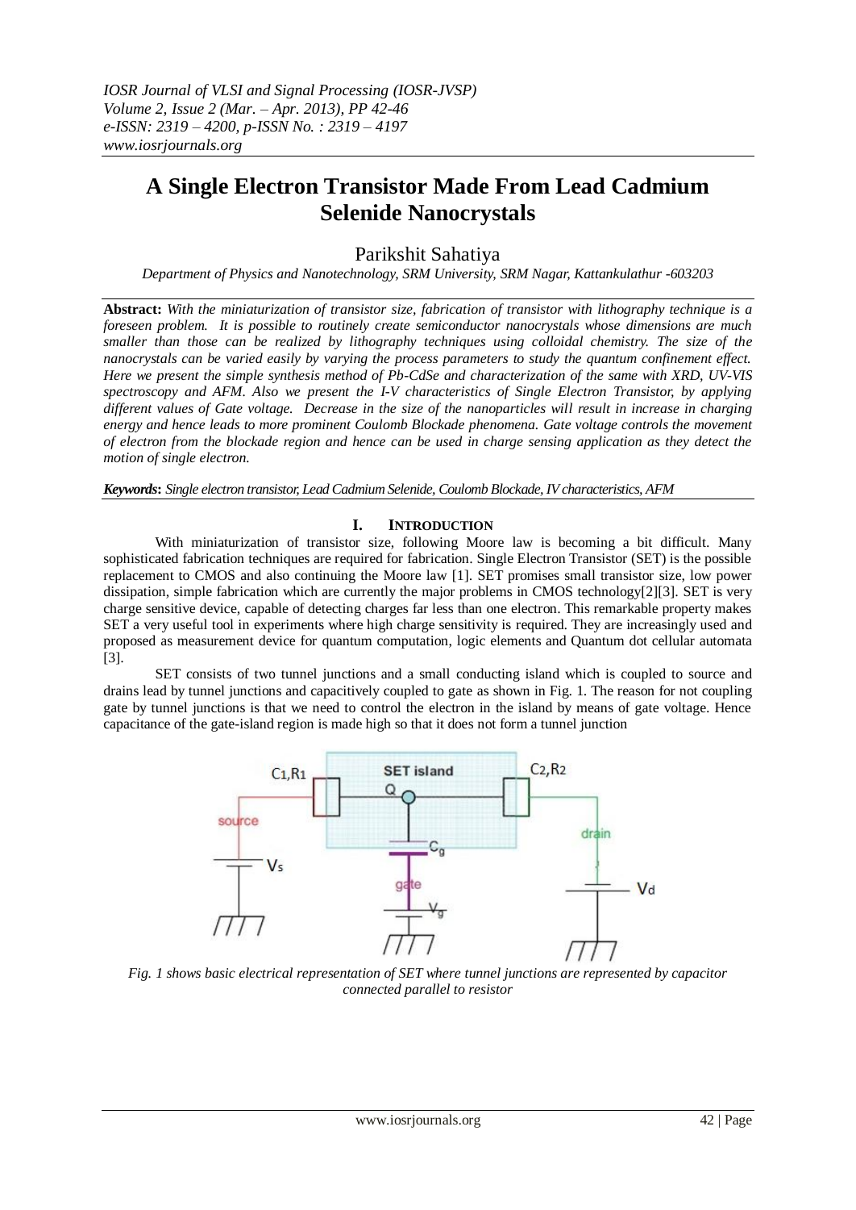# A Single Electron Transistor Made From Lead Cadmium Selenide Nanocrystals

Parikshit Sahatiya

*Department of Physics and Nanotechnology, SRM University, SRM Nagar, Kattankulathur -603203*

**Abstract:** *With the miniaturization of transistor size, fabrication of transistor with lithography technique is a foreseen problem. It is possible to routinely create semiconductor nanocrystals whose dimensions are much smaller than those can be realized by lithography techniques using colloidal chemistry. The size of the nanocrystals can be varied easily by varying the process parameters to study the quantum confinement effect. Here we present the simple synthesis method of Pb-CdSe and characterization of the same with XRD, UV-VIS spectroscopy and AFM. Also we present the I-V characteristics of Single Electron Transistor, by applying different values of Gate voltage. Decrease in the size of the nanoparticles will result in increase in charging energy and hence leads to more prominent Coulomb Blockade phenomena. Gate voltage controls the movement of electron from the blockade region and hence can be used in charge sensing application as they detect the motion of single electron.*

***Keywords*:** *Single electron transistor, Lead Cadmium Selenide, Coulomb Blockade, IV characteristics, AFM*

## I. Introduction

With miniaturization of transistor size, following Moore law is becoming a bit difficult. Many sophisticated fabrication techniques are required for fabrication. Single Electron Transistor (SET) is the possible replacement to CMOS and also continuing the Moore law [1]. SET promises small transistor size, low power dissipation, simple fabrication which are currently the major problems in CMOS technology[2][3]. SET is very charge sensitive device, capable of detecting charges far less than one electron. This remarkable property makes SET a very useful tool in experiments where high charge sensitivity is required. They are increasingly used and proposed as measurement device for quantum computation, logic elements and Quantum dot cellular automata [3].

SET consists of two tunnel junctions and a small conducting island which is coupled to source and drains lead by tunnel junctions and capacitively coupled to gate as shown in Fig. 1. The reason for not coupling gate by tunnel junctions is that we need to control the electron in the island by means of gate voltage. Hence capacitance of the gate-island region is made high so that it does not form a tunnel junction

*Fig. 1 shows basic electrical representation of SET where tunnel junctions are represented by capacitor connected parallel to resistor*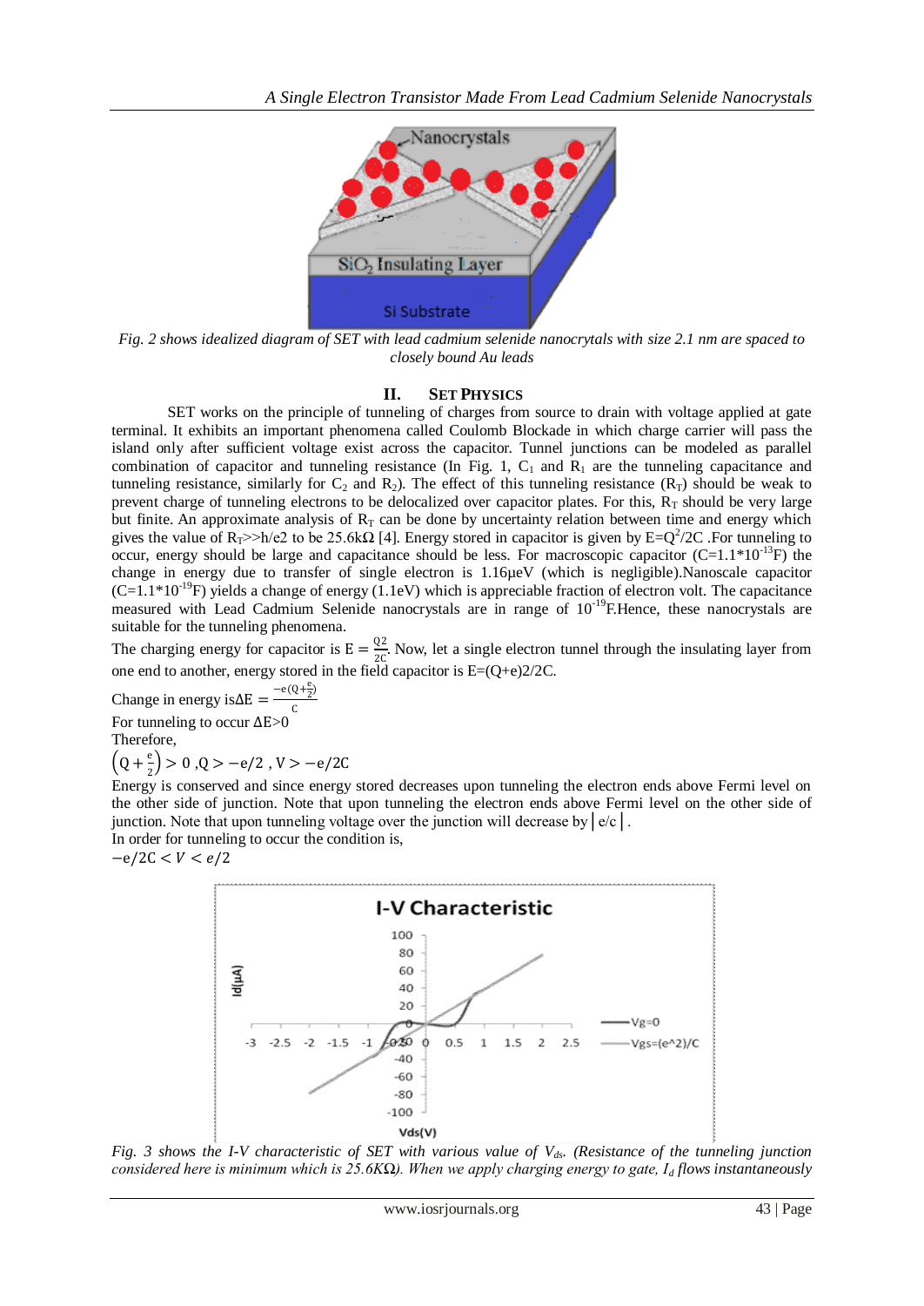*Fig. 2 shows idealized diagram of SET with lead cadmium selenide nanocrytals with size 2.1 nm are spaced to closely bound Au leads*

## II. SET Physics

SET works on the principle of tunneling of charges from source to drain with voltage applied at gate terminal. It exhibits an important phenomena called Coulomb Blockade in which charge carrier will pass the island only after sufficient voltage exist across the capacitor. Tunnel junctions can be modeled as parallel combination of capacitor and tunneling resistance (In Fig. 1, $C_1$ and $R_1$ are the tunneling capacitance and tunneling resistance, similarly for $C_2$ and $R_2$). The effect of this tunneling resistance ($R_T$) should be weak to prevent charge of tunneling electrons to be delocalized over capacitor plates. For this, $R_T$ should be very large but finite. An approximate analysis of $R_T$ can be done by uncertainty relation between time and energy which gives the value of $R_T$>>h/e2 to be 25.6kΩ [4]. Energy stored in capacitor is given by $E=Q^2/2C$ .For tunneling to occur, energy should be large and capacitance should be less. For macroscopic capacitor ($C=1.1*10^{-13}$F) the change in energy due to transfer of single electron is 1.16μeV (which is negligible).Nanoscale capacitor ($C=1.1*10^{-19}$F) yields a change of energy (1.1eV) which is appreciable fraction of electron volt. The capacitance measured with Lead Cadmium Selenide nanocrystals are in range of $10^{-19}$F.Hence, these nanocrystals are suitable for the tunneling phenomena.

The charging energy for capacitor is $E = \frac{Q2}{2C}$. Now, let a single electron tunnel through the insulating layer from one end to another, energy stored in the field capacitor is E=(Q+e)2/2C.

Change in energy is$\Delta E = \frac{-e(Q+\frac{e}{2})}{C}$

For tunneling to occur ΔE>0

Therefore,

$\left(Q+\frac{e}{2}\right) > 0$ ,$Q > -e/2$ , $V > -e/2C$

Energy is conserved and since energy stored decreases upon tunneling the electron ends above Fermi level on the other side of junction. Note that upon tunneling the electron ends above Fermi level on the other side of junction. Note that upon tunneling voltage over the junction will decrease by $|e/c|$ .

In order for tunneling to occur the condition is,

$-e/2C < V < e/2$

*Fig. 3 shows the I-V characteristic of SET with various value of $V_{ds}$. (Resistance of the tunneling junction considered here is minimum which is 25.6KΩ). When we apply charging energy to gate, $I_d$ flows instantaneously*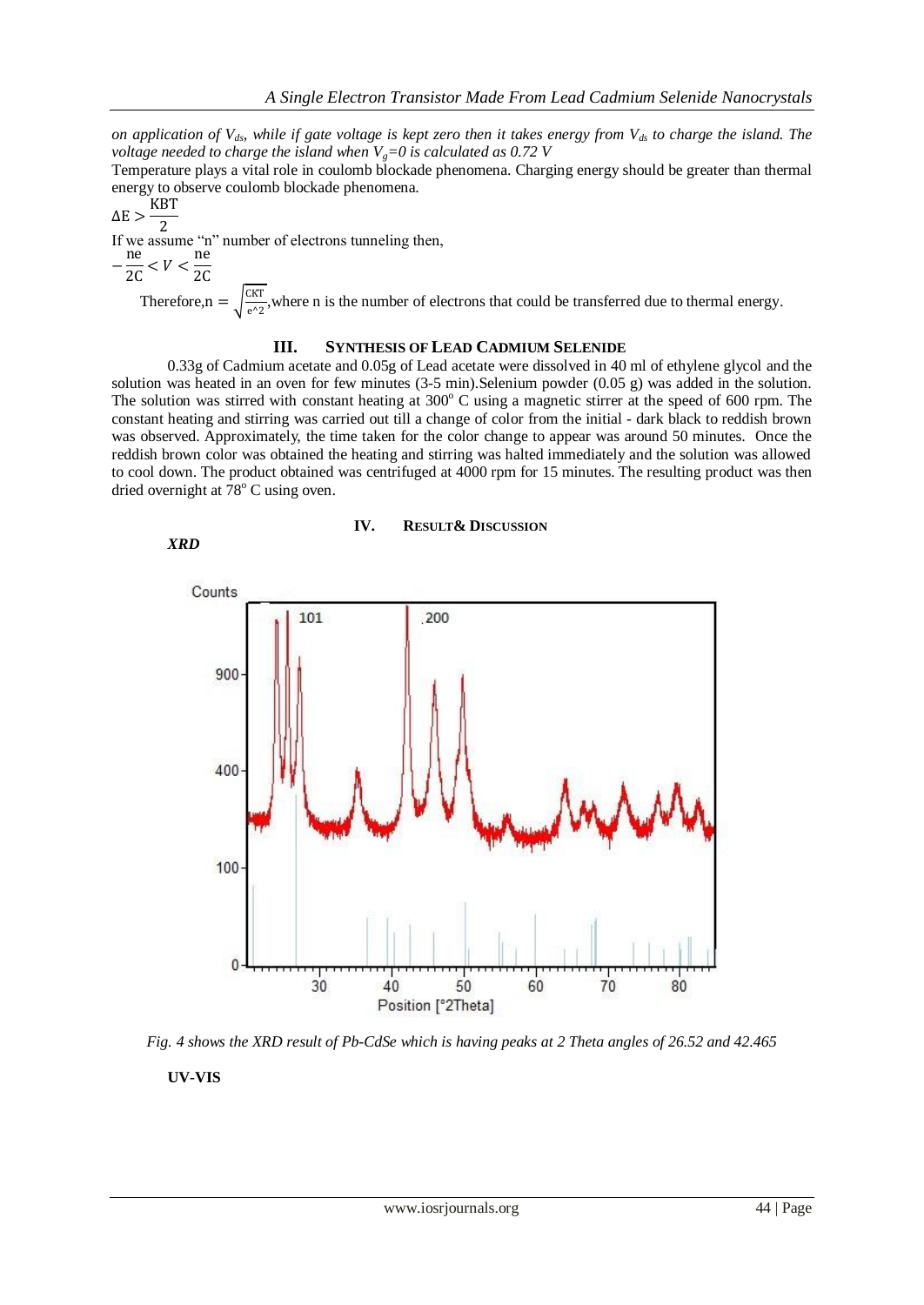*on application of $V_{ds}$, while if gate voltage is kept zero then it takes energy from $V_{ds}$ to charge the island. The voltage needed to charge the island when $V_g=0$ is calculated as 0.72 V*

Temperature plays a vital role in coulomb blockade phenomena. Charging energy should be greater than thermal energy to observe coulomb blockade phenomena.

$$\Delta E > \frac{KBT}{2}$$

If we assume "n" number of electrons tunneling then,

$$-\frac{ne}{2C} < V < \frac{ne}{2C}$$

Therefore, $n = \sqrt{\frac{CKT}{e^2}}$, where n is the number of electrons that could be transferred due to thermal energy.

## III. SYNTHESIS OF LEAD CADMIUM SELENIDE

0.33g of Cadmium acetate and 0.05g of Lead acetate were dissolved in 40 ml of ethylene glycol and the solution was heated in an oven for few minutes (3-5 min).Selenium powder (0.05 g) was added in the solution. The solution was stirred with constant heating at 300° C using a magnetic stirrer at the speed of 600 rpm. The constant heating and stirring was carried out till a change of color from the initial - dark black to reddish brown was observed. Approximately, the time taken for the color change to appear was around 50 minutes. Once the reddish brown color was obtained the heating and stirring was halted immediately and the solution was allowed to cool down. The product obtained was centrifuged at 4000 rpm for 15 minutes. The resulting product was then dried overnight at 78° C using oven.

## IV. RESULT& DISCUSSION

***XRD***

*Fig. 4 shows the XRD result of Pb-CdSe which is having peaks at 2 Theta angles of 26.52 and 42.465*

**UV-VIS**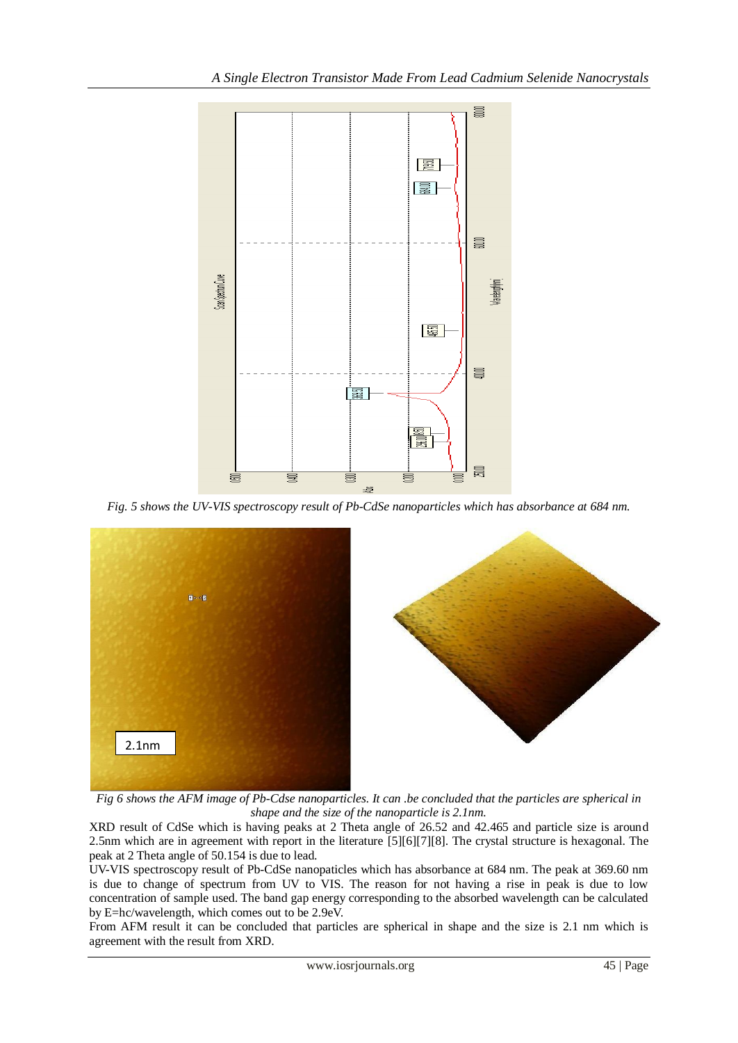*Fig. 5 shows the UV-VIS spectroscopy result of Pb-CdSe nanoparticles which has absorbance at 684 nm.*

*Fig 6 shows the AFM image of Pb-Cdse nanoparticles. It can .be concluded that the particles are spherical in shape and the size of the nanoparticle is 2.1nm.*

XRD result of CdSe which is having peaks at 2 Theta angle of 26.52 and 42.465 and particle size is around 2.5nm which are in agreement with report in the literature [5][6][7][8]. The crystal structure is hexagonal. The peak at 2 Theta angle of 50.154 is due to lead.

UV-VIS spectroscopy result of Pb-CdSe nanopaticles which has absorbance at 684 nm. The peak at 369.60 nm is due to change of spectrum from UV to VIS. The reason for not having a rise in peak is due to low concentration of sample used. The band gap energy corresponding to the absorbed wavelength can be calculated by E=hc/wavelength, which comes out to be 2.9eV.

From AFM result it can be concluded that particles are spherical in shape and the size is 2.1 nm which is agreement with the result from XRD.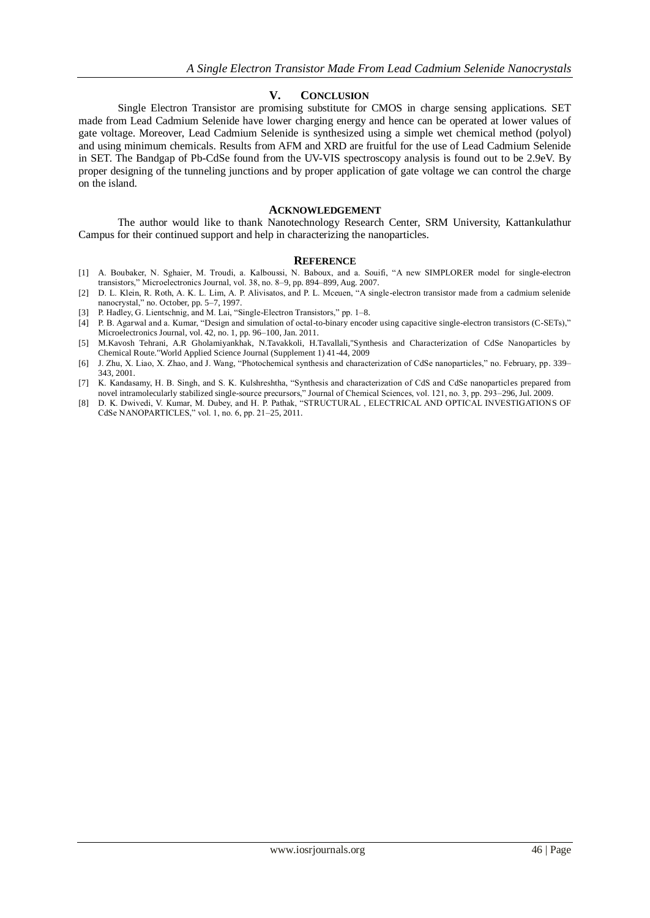## V. CONCLUSION

Single Electron Transistor are promising substitute for CMOS in charge sensing applications. SET made from Lead Cadmium Selenide have lower charging energy and hence can be operated at lower values of gate voltage. Moreover, Lead Cadmium Selenide is synthesized using a simple wet chemical method (polyol) and using minimum chemicals. Results from AFM and XRD are fruitful for the use of Lead Cadmium Selenide in SET. The Bandgap of Pb-CdSe found from the UV-VIS spectroscopy analysis is found out to be 2.9eV. By proper designing of the tunneling junctions and by proper application of gate voltage we can control the charge on the island.

## ACKNOWLEDGEMENT

The author would like to thank Nanotechnology Research Center, SRM University, Kattankulathur Campus for their continued support and help in characterizing the nanoparticles.

## REFERENCE

[1] A. Boubaker, N. Sghaier, M. Troudi, a. Kalboussi, N. Baboux, and a. Souifi, "A new SIMPLORER model for single-electron transistors," Microelectronics Journal, vol. 38, no. 8–9, pp. 894–899, Aug. 2007.

[2] D. L. Klein, R. Roth, A. K. L. Lim, A. P. Alivisatos, and P. L. Mceuen, "A single-electron transistor made from a cadmium selenide nanocrystal," no. October, pp. 5–7, 1997.

[3] P. Hadley, G. Lientschnig, and M. Lai, "Single-Electron Transistors," pp. 1–8.

[4] P. B. Agarwal and a. Kumar, "Design and simulation of octal-to-binary encoder using capacitive single-electron transistors (C-SETs)," Microelectronics Journal, vol. 42, no. 1, pp. 96–100, Jan. 2011.

[5] M.Kavosh Tehrani, A.R Gholamiyankhak, N.Tavakkoli, H.Tavallali,"Synthesis and Characterization of CdSe Nanoparticles by Chemical Route."World Applied Science Journal (Supplement 1) 41-44, 2009

[6] J. Zhu, X. Liao, X. Zhao, and J. Wang, "Photochemical synthesis and characterization of CdSe nanoparticles," no. February, pp. 339–343, 2001.

[7] K. Kandasamy, H. B. Singh, and S. K. Kulshreshtha, "Synthesis and characterization of CdS and CdSe nanoparticles prepared from novel intramolecularly stabilized single-source precursors," Journal of Chemical Sciences, vol. 121, no. 3, pp. 293–296, Jul. 2009.

[8] D. K. Dwivedi, V. Kumar, M. Dubey, and H. P. Pathak, "STRUCTURAL , ELECTRICAL AND OPTICAL INVESTIGATIONS OF CdSe NANOPARTICLES," vol. 1, no. 6, pp. 21–25, 2011.